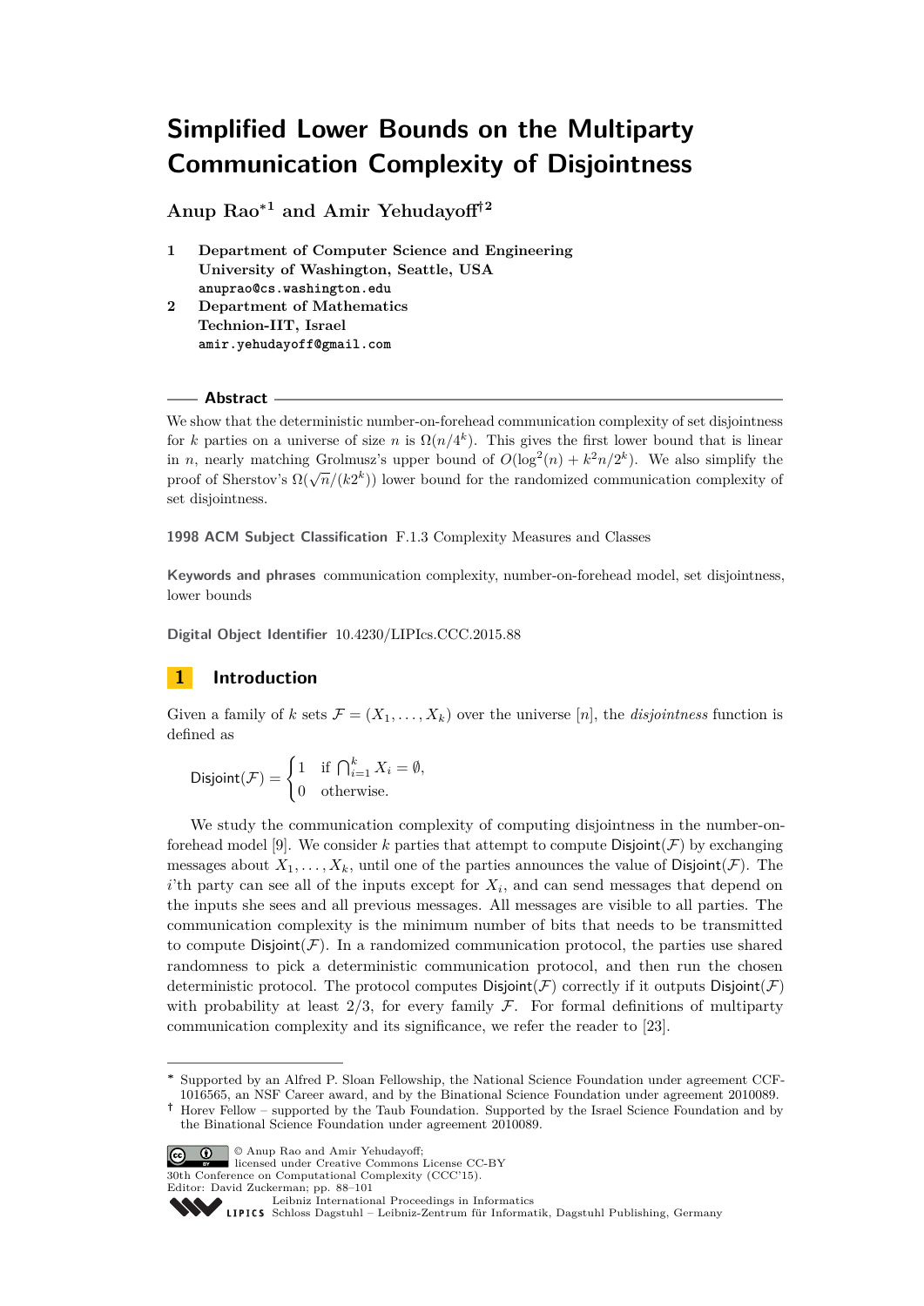# Simplified Lower Bounds on the Multiparty Communication Complexity of Disjointness

**Anup Rao**[*1] **and Amir Yehudayoff**[†2]

1. **Department of Computer Science and Engineering**
   **University of Washington, Seattle, USA**
   `anuprao@cs.washington.edu`
2. **Department of Mathematics**
   **Technion-IIT, Israel**
   `amir.yehudayoff@gmail.com`

## Abstract

We show that the deterministic number-on-forehead communication complexity of set disjointness for $k$ parties on a universe of size $n$ is $\Omega(n/4^k)$. This gives the first lower bound that is linear in $n$, nearly matching Grolmusz's upper bound of $O(\log^2(n) + k^2 n/2^k)$. We also simplify the proof of Sherstov's $\Omega(\sqrt{n}/(k2^k))$ lower bound for the randomized communication complexity of set disjointness.

**1998 ACM Subject Classification** F.1.3 Complexity Measures and Classes

**Keywords and phrases** communication complexity, number-on-forehead model, set disjointness, lower bounds

**Digital Object Identifier** 10.4230/LIPIcs.CCC.2015.88

## 1 Introduction

Given a family of $k$ sets $\mathcal{F} = (X_1, \ldots, X_k)$ over the universe $[n]$, the *disjointness* function is defined as

$$\mathsf{Disjoint}(\mathcal{F}) = \begin{cases} 1 & \text{if } \bigcap_{i=1}^{k} X_i = \emptyset, \\ 0 & \text{otherwise.} \end{cases}$$

We study the communication complexity of computing disjointness in the number-on-forehead model [9]. We consider $k$ parties that attempt to compute $\mathsf{Disjoint}(\mathcal{F})$ by exchanging messages about $X_1, \ldots, X_k$, until one of the parties announces the value of $\mathsf{Disjoint}(\mathcal{F})$. The $i$'th party can see all of the inputs except for $X_i$, and can send messages that depend on the inputs she sees and all previous messages. All messages are visible to all parties. The communication complexity is the minimum number of bits that needs to be transmitted to compute $\mathsf{Disjoint}(\mathcal{F})$. In a randomized communication protocol, the parties use shared randomness to pick a deterministic communication protocol, and then run the chosen deterministic protocol. The protocol computes $\mathsf{Disjoint}(\mathcal{F})$ correctly if it outputs $\mathsf{Disjoint}(\mathcal{F})$ with probability at least $2/3$, for every family $\mathcal{F}$. For formal definitions of multiparty communication complexity and its significance, we refer the reader to [23].

---

[*] Supported by an Alfred P. Sloan Fellowship, the National Science Foundation under agreement CCF-1016565, an NSF Career award, and by the Binational Science Foundation under agreement 2010089.

[†] Horev Fellow – supported by the Taub Foundation. Supported by the Israel Science Foundation and by the Binational Science Foundation under agreement 2010089.

© Anup Rao and Amir Yehudayoff; licensed under Creative Commons License CC-BY
30th Conference on Computational Complexity (CCC'15).
Editor: David Zuckerman; pp. 88–101
Leibniz International Proceedings in Informatics
Schloss Dagstuhl – Leibniz-Zentrum für Informatik, Dagstuhl Publishing, Germany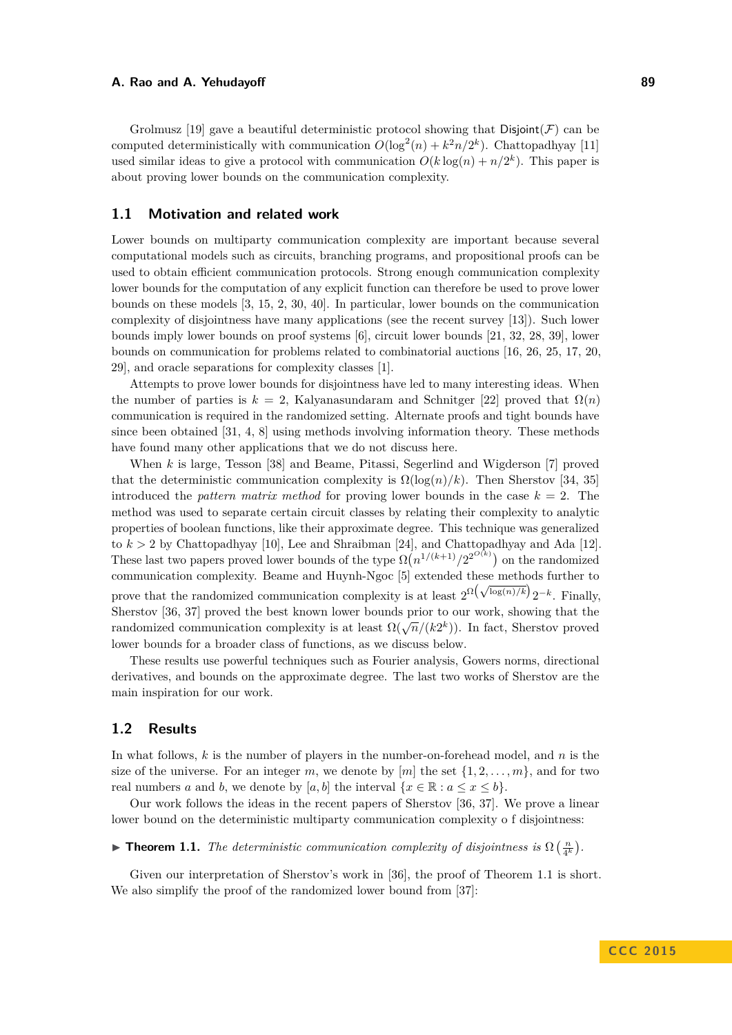Grolmusz [19] gave a beautiful deterministic protocol showing that $\mathsf{Disjoint}(\mathcal{F})$ can be computed deterministically with communication $O(\log^2(n) + k^2 n/2^k)$. Chattopadhyay [11] used similar ideas to give a protocol with communication $O(k\log(n) + n/2^k)$. This paper is about proving lower bounds on the communication complexity.

## 1.1 Motivation and related work

Lower bounds on multiparty communication complexity are important because several computational models such as circuits, branching programs, and propositional proofs can be used to obtain efficient communication protocols. Strong enough communication complexity lower bounds for the computation of any explicit function can therefore be used to prove lower bounds on these models [3, 15, 2, 30, 40]. In particular, lower bounds on the communication complexity of disjointness have many applications (see the recent survey [13]). Such lower bounds imply lower bounds on proof systems [6], circuit lower bounds [21, 32, 28, 39], lower bounds on communication for problems related to combinatorial auctions [16, 26, 25, 17, 20, 29], and oracle separations for complexity classes [1].

Attempts to prove lower bounds for disjointness have led to many interesting ideas. When the number of parties is $k = 2$, Kalyanasundaram and Schnitger [22] proved that $\Omega(n)$ communication is required in the randomized setting. Alternate proofs and tight bounds have since been obtained [31, 4, 8] using methods involving information theory. These methods have found many other applications that we do not discuss here.

When $k$ is large, Tesson [38] and Beame, Pitassi, Segerlind and Wigderson [7] proved that the deterministic communication complexity is $\Omega(\log(n)/k)$. Then Sherstov [34, 35] introduced the *pattern matrix method* for proving lower bounds in the case $k = 2$. The method was used to separate certain circuit classes by relating their complexity to analytic properties of boolean functions, like their approximate degree. This technique was generalized to $k > 2$ by Chattopadhyay [10], Lee and Shraibman [24], and Chattopadhyay and Ada [12]. These last two papers proved lower bounds of the type $\Omega\big(n^{1/(k+1)}/2^{2^{O(k)}}\big)$ on the randomized communication complexity. Beame and Huynh-Ngoc [5] extended these methods further to prove that the randomized communication complexity is at least $2^{\Omega\left(\sqrt{\log(n)/k}\right)}2^{-k}$. Finally, Sherstov [36, 37] proved the best known lower bounds prior to our work, showing that the randomized communication complexity is at least $\Omega(\sqrt{n}/(k2^k))$. In fact, Sherstov proved lower bounds for a broader class of functions, as we discuss below.

These results use powerful techniques such as Fourier analysis, Gowers norms, directional derivatives, and bounds on the approximate degree. The last two works of Sherstov are the main inspiration for our work.

## 1.2 Results

In what follows, $k$ is the number of players in the number-on-forehead model, and $n$ is the size of the universe. For an integer $m$, we denote by $[m]$ the set $\{1, 2, \ldots, m\}$, and for two real numbers $a$ and $b$, we denote by $[a, b]$ the interval $\{x \in \mathbb{R} : a \le x \le b\}$.

Our work follows the ideas in the recent papers of Sherstov [36, 37]. We prove a linear lower bound on the deterministic multiparty communication complexity o f disjointness:

▶ **Theorem 1.1.** *The deterministic communication complexity of disjointness is* $\Omega\left(\frac{n}{4^k}\right)$.

Given our interpretation of Sherstov's work in [36], the proof of Theorem 1.1 is short. We also simplify the proof of the randomized lower bound from [37]: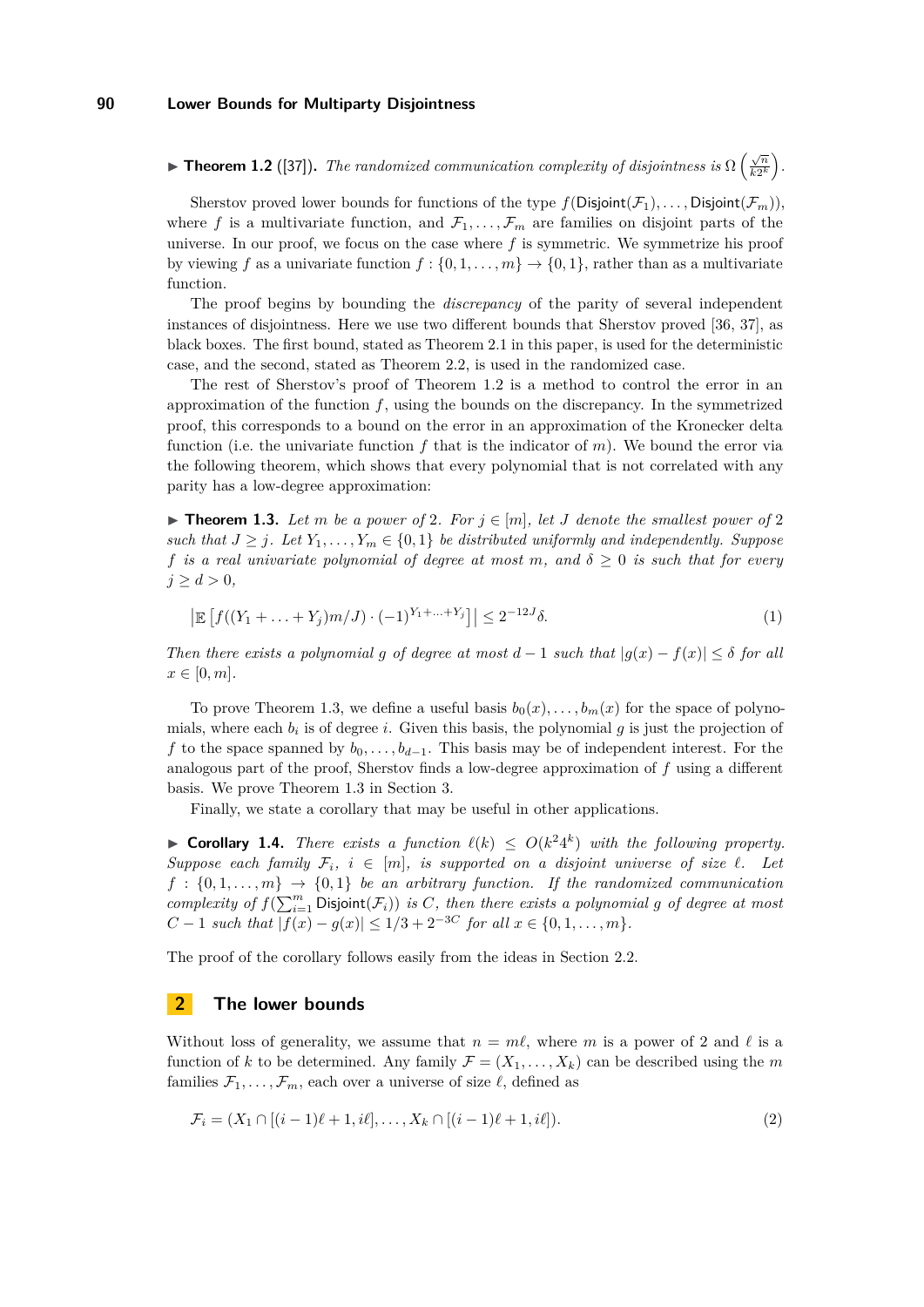▶ **Theorem 1.2** ([37]). *The randomized communication complexity of disjointness is* $\Omega\left(\frac{\sqrt{n}}{k2^k}\right)$.

Sherstov proved lower bounds for functions of the type $f(\mathsf{Disjoint}(\mathcal{F}_1), \ldots, \mathsf{Disjoint}(\mathcal{F}_m))$, where $f$ is a multivariate function, and $\mathcal{F}_1, \ldots, \mathcal{F}_m$ are families on disjoint parts of the universe. In our proof, we focus on the case where $f$ is symmetric. We symmetrize his proof by viewing $f$ as a univariate function $f : \{0, 1, \ldots, m\} \to \{0, 1\}$, rather than as a multivariate function.

The proof begins by bounding the *discrepancy* of the parity of several independent instances of disjointness. Here we use two different bounds that Sherstov proved [36, 37], as black boxes. The first bound, stated as Theorem 2.1 in this paper, is used for the deterministic case, and the second, stated as Theorem 2.2, is used in the randomized case.

The rest of Sherstov's proof of Theorem 1.2 is a method to control the error in an approximation of the function $f$, using the bounds on the discrepancy. In the symmetrized proof, this corresponds to a bound on the error in an approximation of the Kronecker delta function (i.e. the univariate function $f$ that is the indicator of $m$). We bound the error via the following theorem, which shows that every polynomial that is not correlated with any parity has a low-degree approximation:

▶ **Theorem 1.3.** *Let $m$ be a power of 2. For $j \in [m]$, let $J$ denote the smallest power of 2 such that $J \geq j$. Let $Y_1, \ldots, Y_m \in \{0, 1\}$ be distributed uniformly and independently. Suppose $f$ is a real univariate polynomial of degree at most $m$, and $\delta \geq 0$ is such that for every $j \geq d > 0$,*

$$\left|\mathbb{E}\left[f((Y_1 + \ldots + Y_j)m/J) \cdot (-1)^{Y_1 + \ldots + Y_j}\right]\right| \leq 2^{-12J}\delta. \tag{1}$$

*Then there exists a polynomial $g$ of degree at most $d - 1$ such that $|g(x) - f(x)| \leq \delta$ for all $x \in [0, m]$.*

To prove Theorem 1.3, we define a useful basis $b_0(x), \ldots, b_m(x)$ for the space of polynomials, where each $b_i$ is of degree $i$. Given this basis, the polynomial $g$ is just the projection of $f$ to the space spanned by $b_0, \ldots, b_{d-1}$. This basis may be of independent interest. For the analogous part of the proof, Sherstov finds a low-degree approximation of $f$ using a different basis. We prove Theorem 1.3 in Section 3.

Finally, we state a corollary that may be useful in other applications.

▶ **Corollary 1.4.** *There exists a function $\ell(k) \leq O(k^2 4^k)$ with the following property. Suppose each family $\mathcal{F}_i$, $i \in [m]$, is supported on a disjoint universe of size $\ell$. Let $f : \{0, 1, \ldots, m\} \to \{0, 1\}$ be an arbitrary function. If the randomized communication complexity of $f(\sum_{i=1}^{m} \mathsf{Disjoint}(\mathcal{F}_i))$ is $C$, then there exists a polynomial $g$ of degree at most $C - 1$ such that $|f(x) - g(x)| \leq 1/3 + 2^{-3C}$ for all $x \in \{0, 1, \ldots, m\}$.*

The proof of the corollary follows easily from the ideas in Section 2.2.

## 2 The lower bounds

Without loss of generality, we assume that $n = m\ell$, where $m$ is a power of 2 and $\ell$ is a function of $k$ to be determined. Any family $\mathcal{F} = (X_1, \ldots, X_k)$ can be described using the $m$ families $\mathcal{F}_1, \ldots, \mathcal{F}_m$, each over a universe of size $\ell$, defined as

$$\mathcal{F}_i = (X_1 \cap [(i-1)\ell + 1, i\ell], \ldots, X_k \cap [(i-1)\ell + 1, i\ell]). \tag{2}$$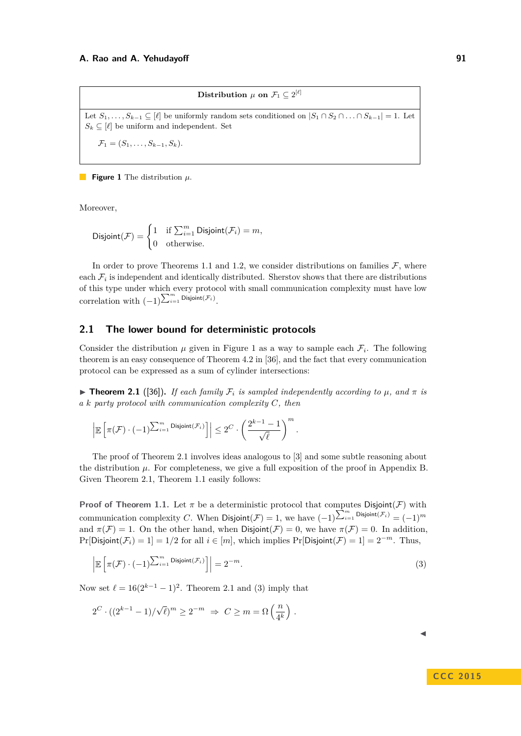**Distribution $\mu$ on $\mathcal{F}_1 \subseteq 2^{[\ell]}$**

Let $S_1, \ldots, S_{k-1} \subseteq [\ell]$ be uniformly random sets conditioned on $|S_1 \cap S_2 \cap \ldots \cap S_{k-1}| = 1$. Let $S_k \subseteq [\ell]$ be uniform and independent. Set

$$\mathcal{F}_1 = (S_1, \ldots, S_{k-1}, S_k).$$

**Figure 1** The distribution $\mu$.

Moreover,

$$\mathsf{Disjoint}(\mathcal{F}) = \begin{cases} 1 & \text{if } \sum_{i=1}^{m} \mathsf{Disjoint}(\mathcal{F}_i) = m, \\ 0 & \text{otherwise.} \end{cases}$$

In order to prove Theorems 1.1 and 1.2, we consider distributions on families $\mathcal{F}$, where each $\mathcal{F}_i$ is independent and identically distributed. Sherstov shows that there are distributions of this type under which every protocol with small communication complexity must have low correlation with $(-1)^{\sum_{i=1}^{m} \mathsf{Disjoint}(\mathcal{F}_i)}$.

## 2.1 The lower bound for deterministic protocols

Consider the distribution $\mu$ given in Figure 1 as a way to sample each $\mathcal{F}_i$. The following theorem is an easy consequence of Theorem 4.2 in [36], and the fact that every communication protocol can be expressed as a sum of cylinder intersections:

▶ **Theorem 2.1** ([36]). *If each family $\mathcal{F}_i$ is sampled independently according to $\mu$, and $\pi$ is a $k$ party protocol with communication complexity $C$, then*

$$\left| \mathbb{E}\left[ \pi(\mathcal{F}) \cdot (-1)^{\sum_{i=1}^{m} \mathsf{Disjoint}(\mathcal{F}_i)} \right] \right| \leq 2^C \cdot \left( \frac{2^{k-1} - 1}{\sqrt{\ell}} \right)^m.$$

The proof of Theorem 2.1 involves ideas analogous to [3] and some subtle reasoning about the distribution $\mu$. For completeness, we give a full exposition of the proof in Appendix B. Given Theorem 2.1, Theorem 1.1 easily follows:

**Proof of Theorem 1.1.** Let $\pi$ be a deterministic protocol that computes $\mathsf{Disjoint}(\mathcal{F})$ with communication complexity $C$. When $\mathsf{Disjoint}(\mathcal{F}) = 1$, we have $(-1)^{\sum_{i=1}^{m} \mathsf{Disjoint}(\mathcal{F}_i)} = (-1)^m$ and $\pi(\mathcal{F}) = 1$. On the other hand, when $\mathsf{Disjoint}(\mathcal{F}) = 0$, we have $\pi(\mathcal{F}) = 0$. In addition, $\Pr[\mathsf{Disjoint}(\mathcal{F}_i) = 1] = 1/2$ for all $i \in [m]$, which implies $\Pr[\mathsf{Disjoint}(\mathcal{F}) = 1] = 2^{-m}$. Thus,

$$\left| \mathbb{E}\left[ \pi(\mathcal{F}) \cdot (-1)^{\sum_{i=1}^{m} \mathsf{Disjoint}(\mathcal{F}_i)} \right] \right| = 2^{-m}. \tag{3}$$

Now set $\ell = 16(2^{k-1} - 1)^2$. Theorem 2.1 and (3) imply that

$$2^C \cdot ((2^{k-1} - 1)/\sqrt{\ell})^m \geq 2^{-m} \ \Rightarrow \ C \geq m = \Omega\left( \frac{n}{4^k} \right).$$

◀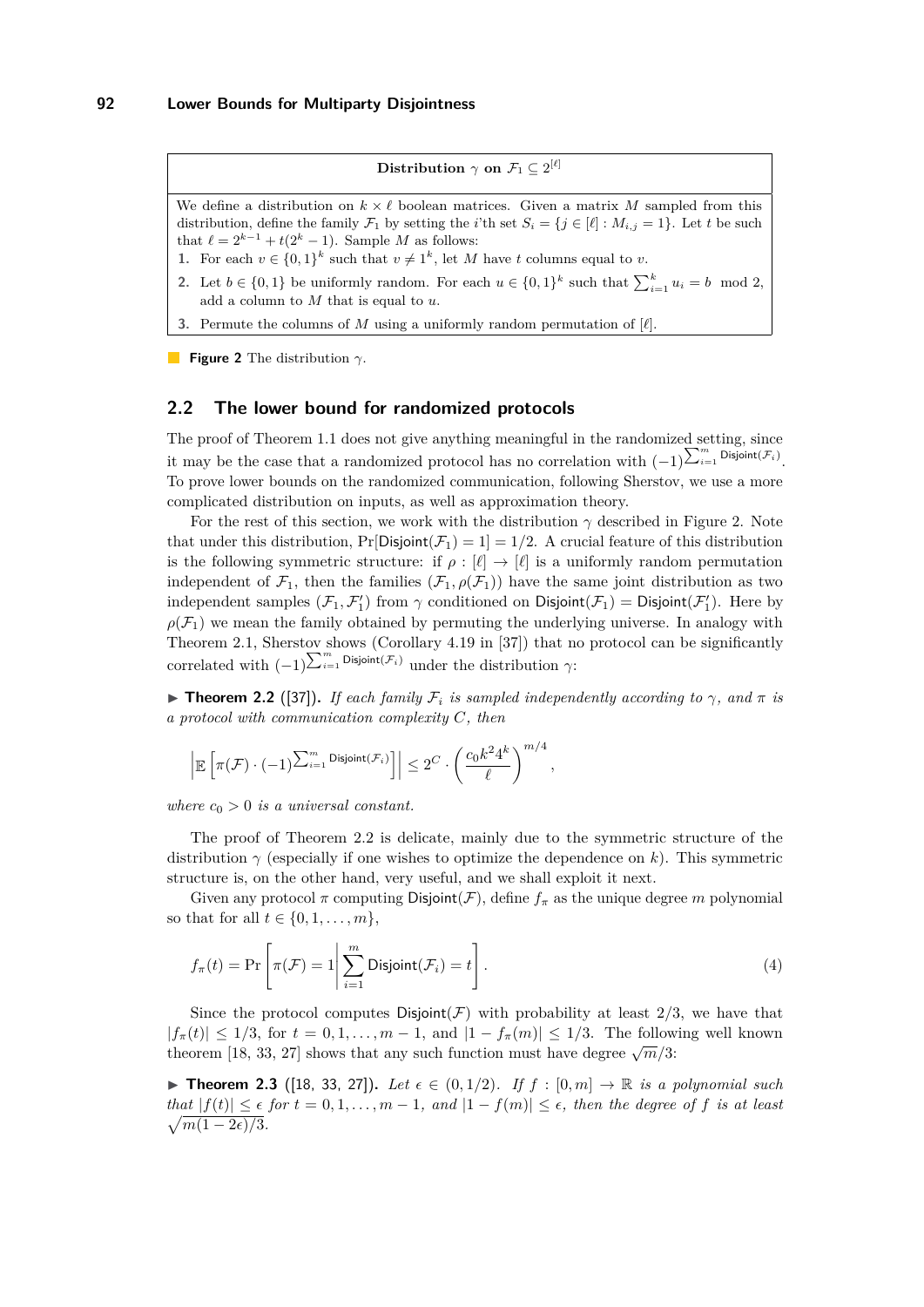**Distribution $\gamma$ on $\mathcal{F}_1 \subseteq 2^{[\ell]}$**

We define a distribution on $k \times \ell$ boolean matrices. Given a matrix $M$ sampled from this distribution, define the family $\mathcal{F}_1$ by setting the $i$'th set $S_i = \{j \in [\ell] : M_{i,j} = 1\}$. Let $t$ be such that $\ell = 2^{k-1} + t(2^k - 1)$. Sample $M$ as follows:

1. For each $v \in \{0,1\}^k$ such that $v \neq 1^k$, let $M$ have $t$ columns equal to $v$.
2. Let $b \in \{0,1\}$ be uniformly random. For each $u \in \{0,1\}^k$ such that $\sum_{i=1}^k u_i = b \mod 2$, add a column to $M$ that is equal to $u$.
3. Permute the columns of $M$ using a uniformly random permutation of $[\ell]$.

**Figure 2** The distribution $\gamma$.

## 2.2 The lower bound for randomized protocols

The proof of Theorem 1.1 does not give anything meaningful in the randomized setting, since it may be the case that a randomized protocol has no correlation with $(-1)^{\sum_{i=1}^m \mathsf{Disjoint}(\mathcal{F}_i)}$. To prove lower bounds on the randomized communication, following Sherstov, we use a more complicated distribution on inputs, as well as approximation theory.

For the rest of this section, we work with the distribution $\gamma$ described in Figure 2. Note that under this distribution, $\Pr[\mathsf{Disjoint}(\mathcal{F}_1) = 1] = 1/2$. A crucial feature of this distribution is the following symmetric structure: if $\rho : [\ell] \to [\ell]$ is a uniformly random permutation independent of $\mathcal{F}_1$, then the families $(\mathcal{F}_1, \rho(\mathcal{F}_1))$ have the same joint distribution as two independent samples $(\mathcal{F}_1, \mathcal{F}_1')$ from $\gamma$ conditioned on $\mathsf{Disjoint}(\mathcal{F}_1) = \mathsf{Disjoint}(\mathcal{F}_1')$. Here by $\rho(\mathcal{F}_1)$ we mean the family obtained by permuting the underlying universe. In analogy with Theorem 2.1, Sherstov shows (Corollary 4.19 in [37]) that no protocol can be significantly correlated with $(-1)^{\sum_{i=1}^m \mathsf{Disjoint}(\mathcal{F}_i)}$ under the distribution $\gamma$:

▶ **Theorem 2.2** ([37]). *If each family $\mathcal{F}_i$ is sampled independently according to $\gamma$, and $\pi$ is a protocol with communication complexity $C$, then*

$$\left| \mathbb{E}\left[\pi(\mathcal{F}) \cdot (-1)^{\sum_{i=1}^m \mathsf{Disjoint}(\mathcal{F}_i)}\right] \right| \leq 2^C \cdot \left(\frac{c_0 k^2 4^k}{\ell}\right)^{m/4},$$

*where $c_0 > 0$ is a universal constant.*

The proof of Theorem 2.2 is delicate, mainly due to the symmetric structure of the distribution $\gamma$ (especially if one wishes to optimize the dependence on $k$). This symmetric structure is, on the other hand, very useful, and we shall exploit it next.

Given any protocol $\pi$ computing $\mathsf{Disjoint}(\mathcal{F})$, define $f_\pi$ as the unique degree $m$ polynomial so that for all $t \in \{0, 1, \ldots, m\}$,

$$f_\pi(t) = \Pr\left[\pi(\mathcal{F}) = 1 \middle| \sum_{i=1}^m \mathsf{Disjoint}(\mathcal{F}_i) = t\right]. \tag{4}$$

Since the protocol computes $\mathsf{Disjoint}(\mathcal{F})$ with probability at least $2/3$, we have that $|f_\pi(t)| \leq 1/3$, for $t = 0, 1, \ldots, m-1$, and $|1 - f_\pi(m)| \leq 1/3$. The following well known theorem [18, 33, 27] shows that any such function must have degree $\sqrt{m}/3$:

▶ **Theorem 2.3** ([18, 33, 27]). *Let $\epsilon \in (0, 1/2)$. If $f : [0, m] \to \mathbb{R}$ is a polynomial such that $|f(t)| \leq \epsilon$ for $t = 0, 1, \ldots, m-1$, and $|1 - f(m)| \leq \epsilon$, then the degree of $f$ is at least $\sqrt{m(1-2\epsilon)/3}$.*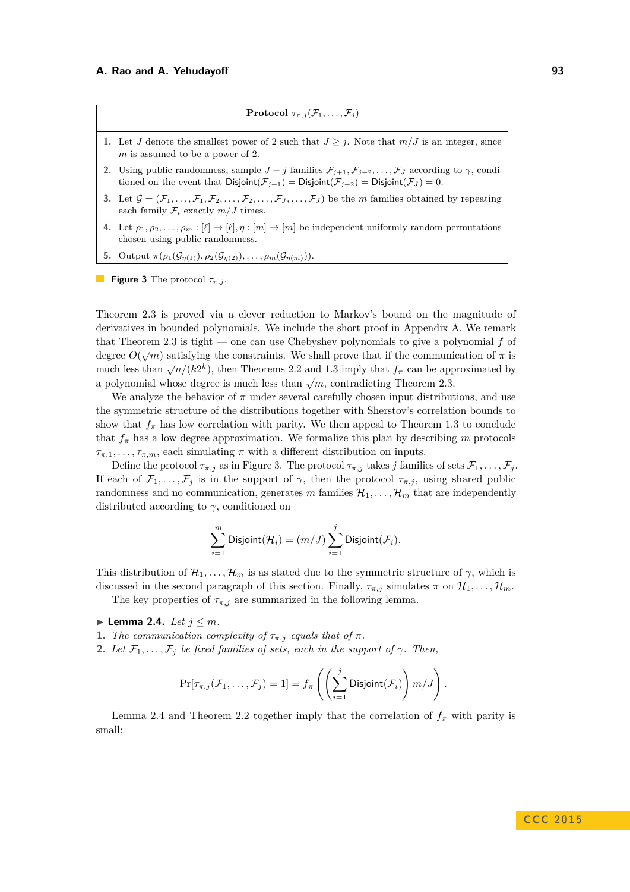**Protocol** $\tau_{\pi,j}(\mathcal{F}_1,\ldots,\mathcal{F}_j)$

1. Let $J$ denote the smallest power of 2 such that $J \geq j$. Note that $m/J$ is an integer, since $m$ is assumed to be a power of 2.
2. Using public randomness, sample $J-j$ families $\mathcal{F}_{j+1},\mathcal{F}_{j+2},\ldots,\mathcal{F}_J$ according to $\gamma$, conditioned on the event that $\mathsf{Disjoint}(\mathcal{F}_{j+1}) = \mathsf{Disjoint}(\mathcal{F}_{j+2}) = \mathsf{Disjoint}(\mathcal{F}_J) = 0$.
3. Let $\mathcal{G} = (\mathcal{F}_1,\ldots,\mathcal{F}_1,\mathcal{F}_2,\ldots,\mathcal{F}_2,\ldots,\mathcal{F}_J,\ldots,\mathcal{F}_J)$ be the $m$ families obtained by repeating each family $\mathcal{F}_i$ exactly $m/J$ times.
4. Let $\rho_1,\rho_2,\ldots,\rho_m : [\ell] \to [\ell], \eta : [m] \to [m]$ be independent uniformly random permutations chosen using public randomness.
5. Output $\pi(\rho_1(\mathcal{G}_{\eta(1)}),\rho_2(\mathcal{G}_{\eta(2)}),\ldots,\rho_m(\mathcal{G}_{\eta(m)}))$.

**Figure 3** The protocol $\tau_{\pi,j}$.

Theorem 2.3 is proved via a clever reduction to Markov's bound on the magnitude of derivatives in bounded polynomials. We include the short proof in Appendix A. We remark that Theorem 2.3 is tight — one can use Chebyshev polynomials to give a polynomial $f$ of degree $O(\sqrt{m})$ satisfying the constraints. We shall prove that if the communication of $\pi$ is much less than $\sqrt{n}/(k2^k)$, then Theorems 2.2 and 1.3 imply that $f_\pi$ can be approximated by a polynomial whose degree is much less than $\sqrt{m}$, contradicting Theorem 2.3.

We analyze the behavior of $\pi$ under several carefully chosen input distributions, and use the symmetric structure of the distributions together with Sherstov's correlation bounds to show that $f_\pi$ has low correlation with parity. We then appeal to Theorem 1.3 to conclude that $f_\pi$ has a low degree approximation. We formalize this plan by describing $m$ protocols $\tau_{\pi,1},\ldots,\tau_{\pi,m}$, each simulating $\pi$ with a different distribution on inputs.

Define the protocol $\tau_{\pi,j}$ as in Figure 3. The protocol $\tau_{\pi,j}$ takes $j$ families of sets $\mathcal{F}_1,\ldots,\mathcal{F}_j$. If each of $\mathcal{F}_1,\ldots,\mathcal{F}_j$ is in the support of $\gamma$, then the protocol $\tau_{\pi,j}$, using shared public randomness and no communication, generates $m$ families $\mathcal{H}_1,\ldots,\mathcal{H}_m$ that are independently distributed according to $\gamma$, conditioned on

$$\sum_{i=1}^{m} \mathsf{Disjoint}(\mathcal{H}_i) = (m/J)\sum_{i=1}^{j} \mathsf{Disjoint}(\mathcal{F}_i).$$

This distribution of $\mathcal{H}_1,\ldots,\mathcal{H}_m$ is as stated due to the symmetric structure of $\gamma$, which is discussed in the second paragraph of this section. Finally, $\tau_{\pi,j}$ simulates $\pi$ on $\mathcal{H}_1,\ldots,\mathcal{H}_m$.

The key properties of $\tau_{\pi,j}$ are summarized in the following lemma.

▶ **Lemma 2.4.** *Let $j \leq m$.*
1. *The communication complexity of $\tau_{\pi,j}$ equals that of $\pi$.*
2. *Let $\mathcal{F}_1,\ldots,\mathcal{F}_j$ be fixed families of sets, each in the support of $\gamma$. Then,*

$$\Pr[\tau_{\pi,j}(\mathcal{F}_1,\ldots,\mathcal{F}_j) = 1] = f_\pi\left(\left(\sum_{i=1}^{j}\mathsf{Disjoint}(\mathcal{F}_i)\right) m/J\right).$$

Lemma 2.4 and Theorem 2.2 together imply that the correlation of $f_\pi$ with parity is small: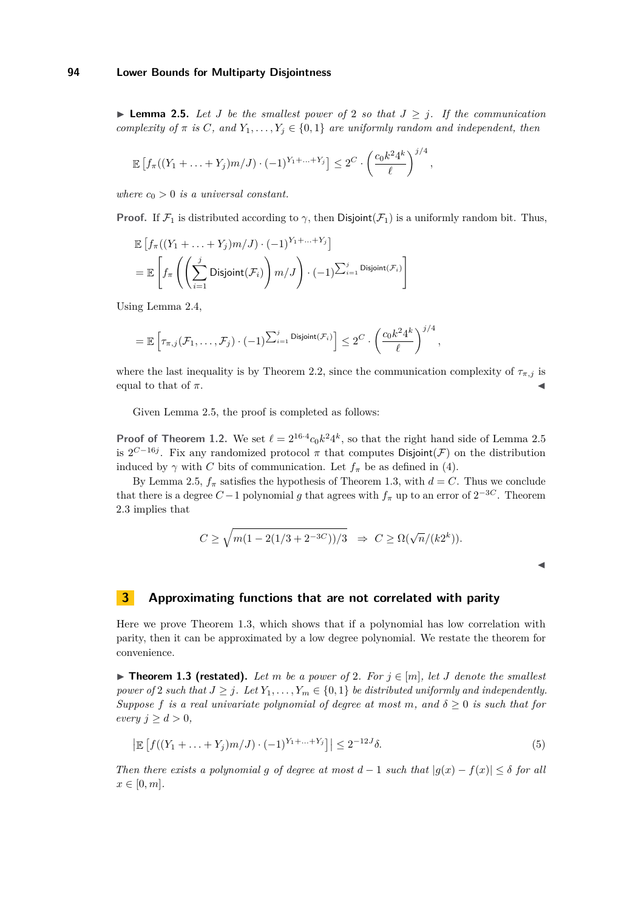▶ **Lemma 2.5.** *Let $J$ be the smallest power of 2 so that $J \geq j$. If the communication complexity of $\pi$ is $C$, and $Y_1, \ldots, Y_j \in \{0,1\}$ are uniformly random and independent, then*

$$\mathbb{E}\left[f_\pi((Y_1 + \ldots + Y_j)m/J) \cdot (-1)^{Y_1 + \ldots + Y_j}\right] \leq 2^C \cdot \left(\frac{c_0 k^2 4^k}{\ell}\right)^{j/4},$$

*where $c_0 > 0$ is a universal constant.*

**Proof.** If $\mathcal{F}_1$ is distributed according to $\gamma$, then $\mathsf{Disjoint}(\mathcal{F}_1)$ is a uniformly random bit. Thus,

$$\begin{aligned}
&\mathbb{E}\left[f_\pi((Y_1 + \ldots + Y_j)m/J) \cdot (-1)^{Y_1 + \ldots + Y_j}\right] \\
&= \mathbb{E}\left[f_\pi\left(\left(\sum_{i=1}^{j} \mathsf{Disjoint}(\mathcal{F}_i)\right) m/J\right) \cdot (-1)^{\sum_{i=1}^{j} \mathsf{Disjoint}(\mathcal{F}_i)}\right]
\end{aligned}$$

Using Lemma 2.4,

$$= \mathbb{E}\left[\tau_{\pi,j}(\mathcal{F}_1, \ldots, \mathcal{F}_j) \cdot (-1)^{\sum_{i=1}^{j} \mathsf{Disjoint}(\mathcal{F}_i)}\right] \leq 2^C \cdot \left(\frac{c_0 k^2 4^k}{\ell}\right)^{j/4},$$

where the last inequality is by Theorem 2.2, since the communication complexity of $\tau_{\pi,j}$ is equal to that of $\pi$. ◀

Given Lemma 2.5, the proof is completed as follows:

**Proof of Theorem 1.2.** We set $\ell = 2^{16 \cdot 4} c_0 k^2 4^k$, so that the right hand side of Lemma 2.5 is $2^{C - 16j}$. Fix any randomized protocol $\pi$ that computes $\mathsf{Disjoint}(\mathcal{F})$ on the distribution induced by $\gamma$ with $C$ bits of communication. Let $f_\pi$ be as defined in (4).

By Lemma 2.5, $f_\pi$ satisfies the hypothesis of Theorem 1.3, with $d = C$. Thus we conclude that there is a degree $C - 1$ polynomial $g$ that agrees with $f_\pi$ up to an error of $2^{-3C}$. Theorem 2.3 implies that

$$C \geq \sqrt{m(1 - 2(1/3 + 2^{-3C}))/3} \;\;\Rightarrow\;\; C \geq \Omega(\sqrt{n}/(k2^k)).$$

◀

## 3 Approximating functions that are not correlated with parity

Here we prove Theorem 1.3, which shows that if a polynomial has low correlation with parity, then it can be approximated by a low degree polynomial. We restate the theorem for convenience.

▶ **Theorem 1.3 (restated).** *Let $m$ be a power of 2. For $j \in [m]$, let $J$ denote the smallest power of 2 such that $J \geq j$. Let $Y_1, \ldots, Y_m \in \{0,1\}$ be distributed uniformly and independently. Suppose $f$ is a real univariate polynomial of degree at most $m$, and $\delta \geq 0$ is such that for every $j \geq d > 0$,*

$$\left|\mathbb{E}\left[f((Y_1 + \ldots + Y_j)m/J) \cdot (-1)^{Y_1 + \ldots + Y_j}\right]\right| \leq 2^{-12J}\delta. \tag{5}$$

*Then there exists a polynomial $g$ of degree at most $d - 1$ such that $|g(x) - f(x)| \leq \delta$ for all $x \in [0, m]$.*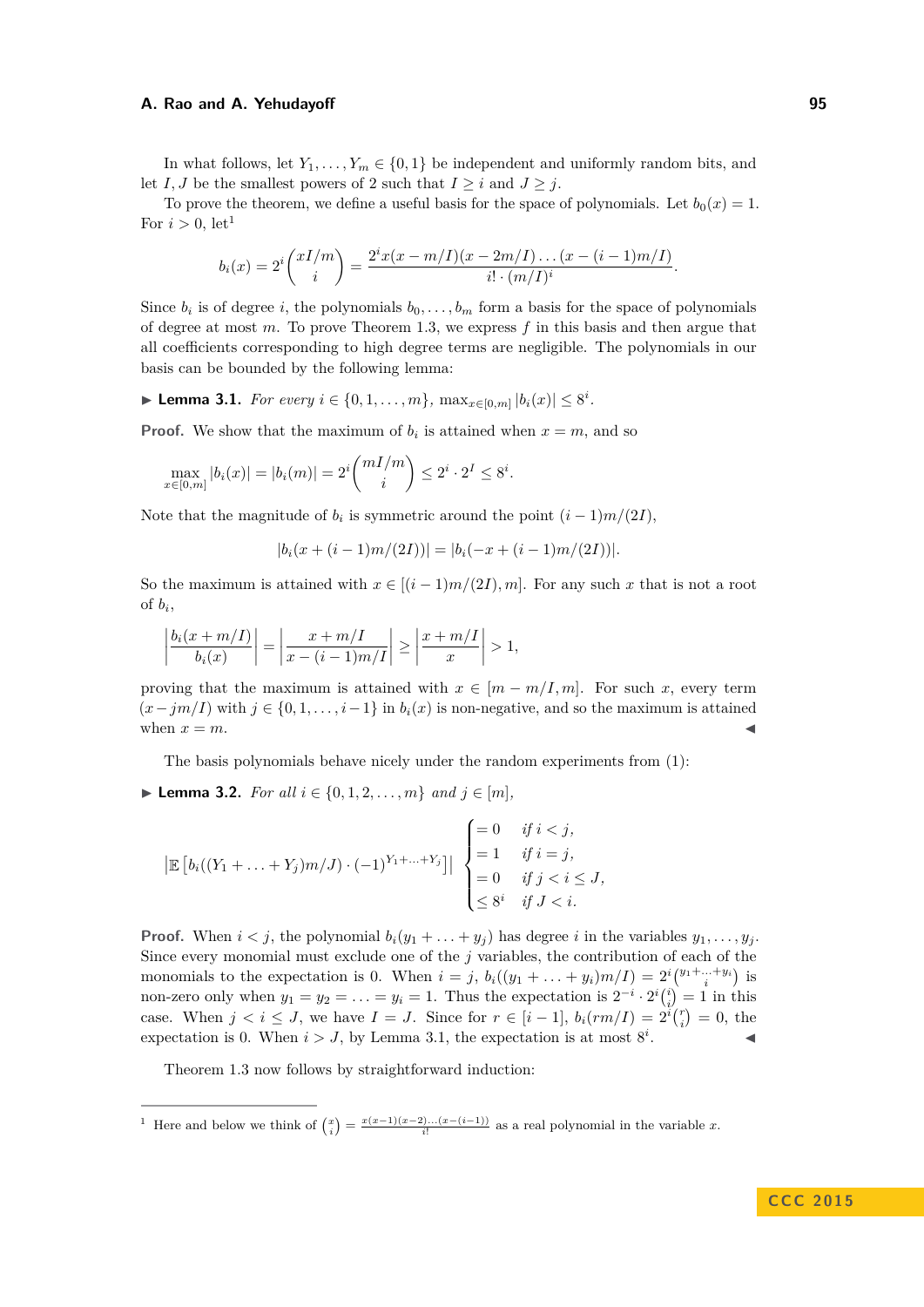In what follows, let $Y_1, \ldots, Y_m \in \{0,1\}$ be independent and uniformly random bits, and let $I, J$ be the smallest powers of 2 such that $I \geq i$ and $J \geq j$.

To prove the theorem, we define a useful basis for the space of polynomials. Let $b_0(x) = 1$. For $i > 0$, let[1]

$$b_i(x) = 2^i \binom{xI/m}{i} = \frac{2^i x(x - m/I)(x - 2m/I)\ldots(x-(i-1)m/I)}{i! \cdot (m/I)^i}.$$

Since $b_i$ is of degree $i$, the polynomials $b_0, \ldots, b_m$ form a basis for the space of polynomials of degree at most $m$. To prove Theorem 1.3, we express $f$ in this basis and then argue that all coefficients corresponding to high degree terms are negligible. The polynomials in our basis can be bounded by the following lemma:

▶ **Lemma 3.1.** *For every $i \in \{0, 1, \ldots, m\}$, $\max_{x \in [0,m]} |b_i(x)| \leq 8^i$.*

**Proof.** We show that the maximum of $b_i$ is attained when $x = m$, and so

$$\max_{x\in[0,m]} |b_i(x)| = |b_i(m)| = 2^i \binom{mI/m}{i} \leq 2^i \cdot 2^I \leq 8^i.$$

Note that the magnitude of $b_i$ is symmetric around the point $(i-1)m/(2I)$,

$$|b_i(x + (i-1)m/(2I))| = |b_i(-x + (i-1)m/(2I))|.$$

So the maximum is attained with $x \in [(i-1)m/(2I), m]$. For any such $x$ that is not a root of $b_i$,

$$\left|\frac{b_i(x + m/I)}{b_i(x)}\right| = \left|\frac{x + m/I}{x - (i-1)m/I}\right| \geq \left|\frac{x + m/I}{x}\right| > 1,$$

proving that the maximum is attained with $x \in [m - m/I, m]$. For such $x$, every term $(x - jm/I)$ with $j \in \{0, 1, \ldots, i-1\}$ in $b_i(x)$ is non-negative, and so the maximum is attained when $x = m$. ◀

The basis polynomials behave nicely under the random experiments from (1):

▶ **Lemma 3.2.** *For all $i \in \{0, 1, 2, \ldots, m\}$ and $j \in [m]$,*

$$\left|\mathbb{E}\left[b_i((Y_1 + \ldots + Y_j)m/J) \cdot (-1)^{Y_1 + \ldots + Y_j}\right]\right| \begin{cases} = 0 & \text{if } i < j, \\ = 1 & \text{if } i = j, \\ = 0 & \text{if } j < i \leq J, \\ \leq 8^i & \text{if } J < i. \end{cases}$$

**Proof.** When $i < j$, the polynomial $b_i(y_1 + \ldots + y_j)$ has degree $i$ in the variables $y_1, \ldots, y_j$. Since every monomial must exclude one of the $j$ variables, the contribution of each of the monomials to the expectation is 0. When $i = j$, $b_i((y_1 + \ldots + y_i)m/I) = 2^i \binom{y_1 + \ldots + y_i}{i}$ is non-zero only when $y_1 = y_2 = \ldots = y_i = 1$. Thus the expectation is $2^{-i} \cdot 2^i \binom{i}{i} = 1$ in this case. When $j < i \leq J$, we have $I = J$. Since for $r \in [i-1]$, $b_i(rm/I) = 2^i \binom{r}{i} = 0$, the expectation is 0. When $i > J$, by Lemma 3.1, the expectation is at most $8^i$. ◀

Theorem 1.3 now follows by straightforward induction:

---

[1] Here and below we think of $\binom{x}{i} = \frac{x(x-1)(x-2)\ldots(x-(i-1))}{i!}$ as a real polynomial in the variable $x$.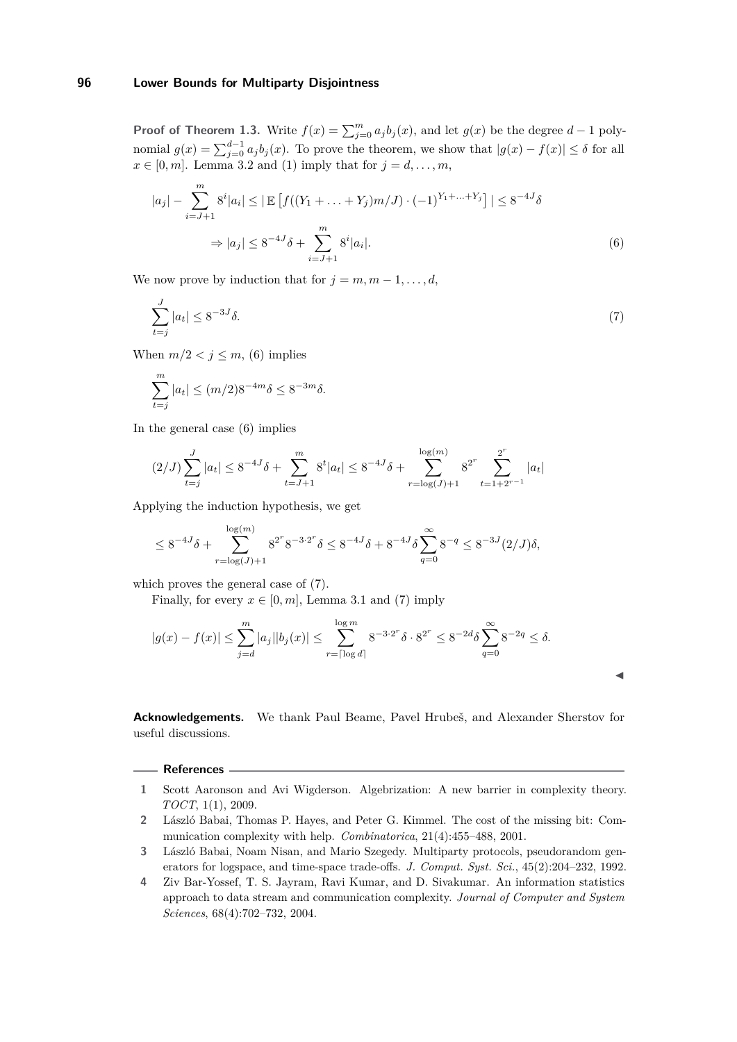**Proof of Theorem 1.3.** Write $f(x) = \sum_{j=0}^{m} a_j b_j(x)$, and let $g(x)$ be the degree $d-1$ polynomial $g(x) = \sum_{j=0}^{d-1} a_j b_j(x)$. To prove the theorem, we show that $|g(x) - f(x)| \leq \delta$ for all $x \in [0, m]$. Lemma 3.2 and (1) imply that for $j = d, \ldots, m$,

$$|a_j| - \sum_{i=J+1}^{m} 8^i |a_i| \leq |\,\mathbb{E}\left[f((Y_1 + \ldots + Y_j)m/J) \cdot (-1)^{Y_1+\ldots+Y_j}\right]| \leq 8^{-4J}\delta$$

$$\Rightarrow |a_j| \leq 8^{-4J}\delta + \sum_{i=J+1}^{m} 8^i |a_i|. \tag{6}$$

We now prove by induction that for $j = m, m-1, \ldots, d$,

$$\sum_{t=j}^{J} |a_t| \leq 8^{-3J}\delta. \tag{7}$$

When $m/2 < j \leq m$, (6) implies

$$\sum_{t=j}^{m} |a_t| \leq (m/2) 8^{-4m}\delta \leq 8^{-3m}\delta.$$

In the general case (6) implies

$$(2/J)\sum_{t=j}^{J} |a_t| \leq 8^{-4J}\delta + \sum_{t=J+1}^{m} 8^t |a_t| \leq 8^{-4J}\delta + \sum_{r=\log(J)+1}^{\log(m)} 8^{2^r} \sum_{t=1+2^{r-1}}^{2^r} |a_t|$$

Applying the induction hypothesis, we get

$$\leq 8^{-4J}\delta + \sum_{r=\log(J)+1}^{\log(m)} 8^{2^r} 8^{-3 \cdot 2^r}\delta \leq 8^{-4J}\delta + 8^{-4J}\delta \sum_{q=0}^{\infty} 8^{-q} \leq 8^{-3J}(2/J)\delta,$$

which proves the general case of (7).

Finally, for every $x \in [0, m]$, Lemma 3.1 and (7) imply

$$|g(x) - f(x)| \leq \sum_{j=d}^{m} |a_j||b_j(x)| \leq \sum_{r=\lceil \log d \rceil}^{\log m} 8^{-3 \cdot 2^r}\delta \cdot 8^{2^r} \leq 8^{-2d}\delta \sum_{q=0}^{\infty} 8^{-2q} \leq \delta.$$

◀

**Acknowledgements.** We thank Paul Beame, Pavel Hrubeš, and Alexander Sherstov for useful discussions.

## References

1. Scott Aaronson and Avi Wigderson. Algebrization: A new barrier in complexity theory. *TOCT*, 1(1), 2009.
2. László Babai, Thomas P. Hayes, and Peter G. Kimmel. The cost of the missing bit: Communication complexity with help. *Combinatorica*, 21(4):455–488, 2001.
3. László Babai, Noam Nisan, and Mario Szegedy. Multiparty protocols, pseudorandom generators for logspace, and time-space trade-offs. *J. Comput. Syst. Sci.*, 45(2):204–232, 1992.
4. Ziv Bar-Yossef, T. S. Jayram, Ravi Kumar, and D. Sivakumar. An information statistics approach to data stream and communication complexity. *Journal of Computer and System Sciences*, 68(4):702–732, 2004.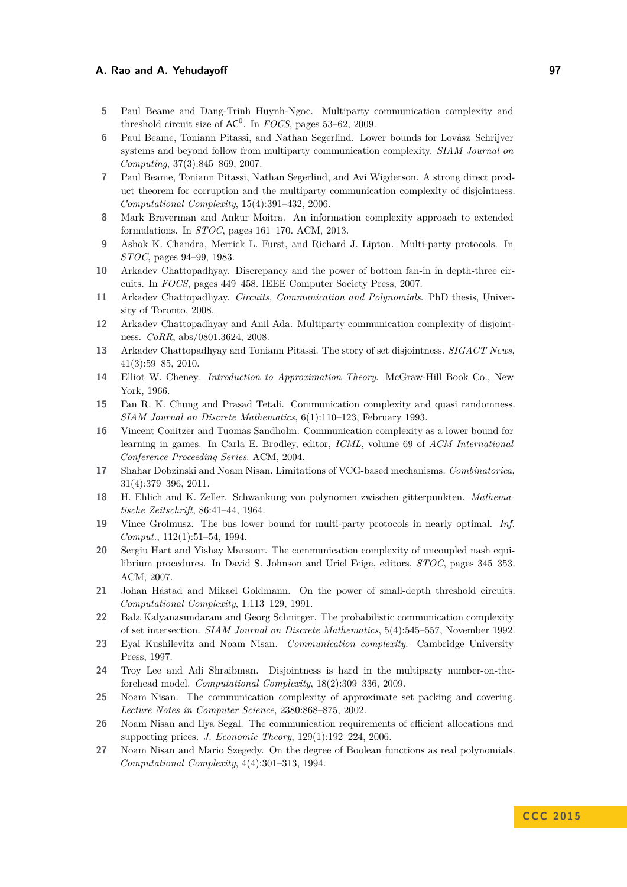5. Paul Beame and Dang-Trinh Huynh-Ngoc. Multiparty communication complexity and threshold circuit size of $\mathsf{AC}^0$. In *FOCS*, pages 53–62, 2009.
6. Paul Beame, Toniann Pitassi, and Nathan Segerlind. Lower bounds for Lovász–Schrijver systems and beyond follow from multiparty communication complexity. *SIAM Journal on Computing*, 37(3):845–869, 2007.
7. Paul Beame, Toniann Pitassi, Nathan Segerlind, and Avi Wigderson. A strong direct product theorem for corruption and the multiparty communication complexity of disjointness. *Computational Complexity*, 15(4):391–432, 2006.
8. Mark Braverman and Ankur Moitra. An information complexity approach to extended formulations. In *STOC*, pages 161–170. ACM, 2013.
9. Ashok K. Chandra, Merrick L. Furst, and Richard J. Lipton. Multi-party protocols. In *STOC*, pages 94–99, 1983.
10. Arkadev Chattopadhyay. Discrepancy and the power of bottom fan-in in depth-three circuits. In *FOCS*, pages 449–458. IEEE Computer Society Press, 2007.
11. Arkadev Chattopadhyay. *Circuits, Communication and Polynomials*. PhD thesis, University of Toronto, 2008.
12. Arkadev Chattopadhyay and Anil Ada. Multiparty communication complexity of disjointness. *CoRR*, abs/0801.3624, 2008.
13. Arkadev Chattopadhyay and Toniann Pitassi. The story of set disjointness. *SIGACT News*, 41(3):59–85, 2010.
14. Elliot W. Cheney. *Introduction to Approximation Theory*. McGraw-Hill Book Co., New York, 1966.
15. Fan R. K. Chung and Prasad Tetali. Communication complexity and quasi randomness. *SIAM Journal on Discrete Mathematics*, 6(1):110–123, February 1993.
16. Vincent Conitzer and Tuomas Sandholm. Communication complexity as a lower bound for learning in games. In Carla E. Brodley, editor, *ICML*, volume 69 of *ACM International Conference Proceeding Series*. ACM, 2004.
17. Shahar Dobzinski and Noam Nisan. Limitations of VCG-based mechanisms. *Combinatorica*, 31(4):379–396, 2011.
18. H. Ehlich and K. Zeller. Schwankung von polynomen zwischen gitterpunkten. *Mathematische Zeitschrift*, 86:41–44, 1964.
19. Vince Grolmusz. The bns lower bound for multi-party protocols in nearly optimal. *Inf. Comput.*, 112(1):51–54, 1994.
20. Sergiu Hart and Yishay Mansour. The communication complexity of uncoupled nash equilibrium procedures. In David S. Johnson and Uriel Feige, editors, *STOC*, pages 345–353. ACM, 2007.
21. Johan Håstad and Mikael Goldmann. On the power of small-depth threshold circuits. *Computational Complexity*, 1:113–129, 1991.
22. Bala Kalyanasundaram and Georg Schnitger. The probabilistic communication complexity of set intersection. *SIAM Journal on Discrete Mathematics*, 5(4):545–557, November 1992.
23. Eyal Kushilevitz and Noam Nisan. *Communication complexity*. Cambridge University Press, 1997.
24. Troy Lee and Adi Shraibman. Disjointness is hard in the multiparty number-on-the-forehead model. *Computational Complexity*, 18(2):309–336, 2009.
25. Noam Nisan. The communication complexity of approximate set packing and covering. *Lecture Notes in Computer Science*, 2380:868–875, 2002.
26. Noam Nisan and Ilya Segal. The communication requirements of efficient allocations and supporting prices. *J. Economic Theory*, 129(1):192–224, 2006.
27. Noam Nisan and Mario Szegedy. On the degree of Boolean functions as real polynomials. *Computational Complexity*, 4(4):301–313, 1994.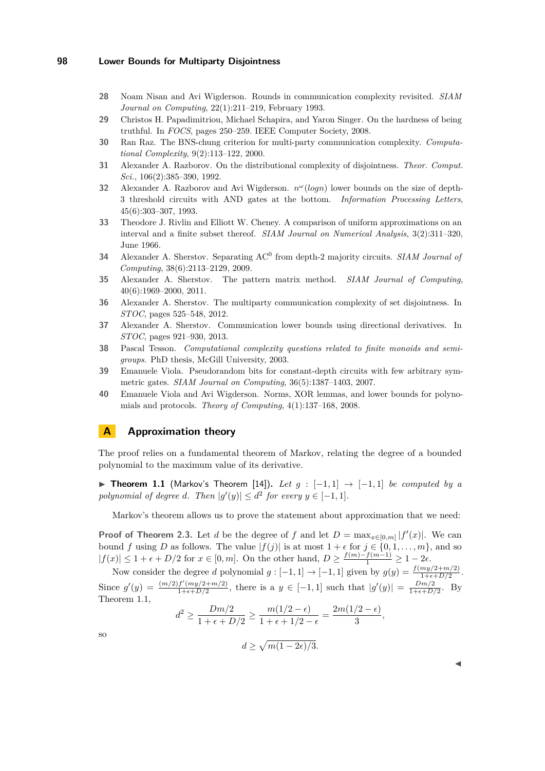28 Noam Nisan and Avi Wigderson. Rounds in communication complexity revisited. *SIAM Journal on Computing*, 22(1):211–219, February 1993.

29 Christos H. Papadimitriou, Michael Schapira, and Yaron Singer. On the hardness of being truthful. In *FOCS*, pages 250–259. IEEE Computer Society, 2008.

30 Ran Raz. The BNS-chung criterion for multi-party communication complexity. *Computational Complexity*, 9(2):113–122, 2000.

31 Alexander A. Razborov. On the distributional complexity of disjointness. *Theor. Comput. Sci.*, 106(2):385–390, 1992.

32 Alexander A. Razborov and Avi Wigderson. $n^{\omega}(logn)$ lower bounds on the size of depth-3 threshold circuits with AND gates at the bottom. *Information Processing Letters*, 45(6):303–307, 1993.

33 Theodore J. Rivlin and Elliott W. Cheney. A comparison of uniform approximations on an interval and a finite subset thereof. *SIAM Journal on Numerical Analysis*, 3(2):311–320, June 1966.

34 Alexander A. Sherstov. Separating $\mathrm{AC}^0$ from depth-2 majority circuits. *SIAM Journal of Computing*, 38(6):2113–2129, 2009.

35 Alexander A. Sherstov. The pattern matrix method. *SIAM Journal of Computing*, 40(6):1969–2000, 2011.

36 Alexander A. Sherstov. The multiparty communication complexity of set disjointness. In *STOC*, pages 525–548, 2012.

37 Alexander A. Sherstov. Communication lower bounds using directional derivatives. In *STOC*, pages 921–930, 2013.

38 Pascal Tesson. *Computational complexity questions related to finite monoids and semigroups*. PhD thesis, McGill University, 2003.

39 Emanuele Viola. Pseudorandom bits for constant-depth circuits with few arbitrary symmetric gates. *SIAM Journal on Computing*, 36(5):1387–1403, 2007.

40 Emanuele Viola and Avi Wigderson. Norms, XOR lemmas, and lower bounds for polynomials and protocols. *Theory of Computing*, 4(1):137–168, 2008.

## A Approximation theory

The proof relies on a fundamental theorem of Markov, relating the degree of a bounded polynomial to the maximum value of its derivative.

▶ **Theorem 1.1** (Markov's Theorem [14]). *Let $g : [-1,1] \to [-1,1]$ be computed by a polynomial of degree $d$. Then $|g'(y)| \leq d^2$ for every $y \in [-1,1]$.*

Markov's theorem allows us to prove the statement about approximation that we need:

**Proof of Theorem 2.3.** Let $d$ be the degree of $f$ and let $D = \max_{x\in[0,m]} |f'(x)|$. We can bound $f$ using $D$ as follows. The value $|f(j)|$ is at most $1+\epsilon$ for $j \in \{0,1,\ldots,m\}$, and so $|f(x)| \leq 1+\epsilon+D/2$ for $x \in [0,m]$. On the other hand, $D \geq \frac{f(m)-f(m-1)}{1} \geq 1-2\epsilon$.

Now consider the degree $d$ polynomial $g : [-1,1] \to [-1,1]$ given by $g(y) = \frac{f(my/2+m/2)}{1+\epsilon+D/2}$. Since $g'(y) = \frac{(m/2)f'(my/2+m/2)}{1+\epsilon+D/2}$, there is a $y \in [-1,1]$ such that $|g'(y)| = \frac{Dm/2}{1+\epsilon+D/2}$. By Theorem 1.1,

$$d^2 \geq \frac{Dm/2}{1+\epsilon+D/2} \geq \frac{m(1/2-\epsilon)}{1+\epsilon+1/2-\epsilon} = \frac{2m(1/2-\epsilon)}{3},$$

so

$$d \geq \sqrt{m(1-2\epsilon)/3}.$$

◀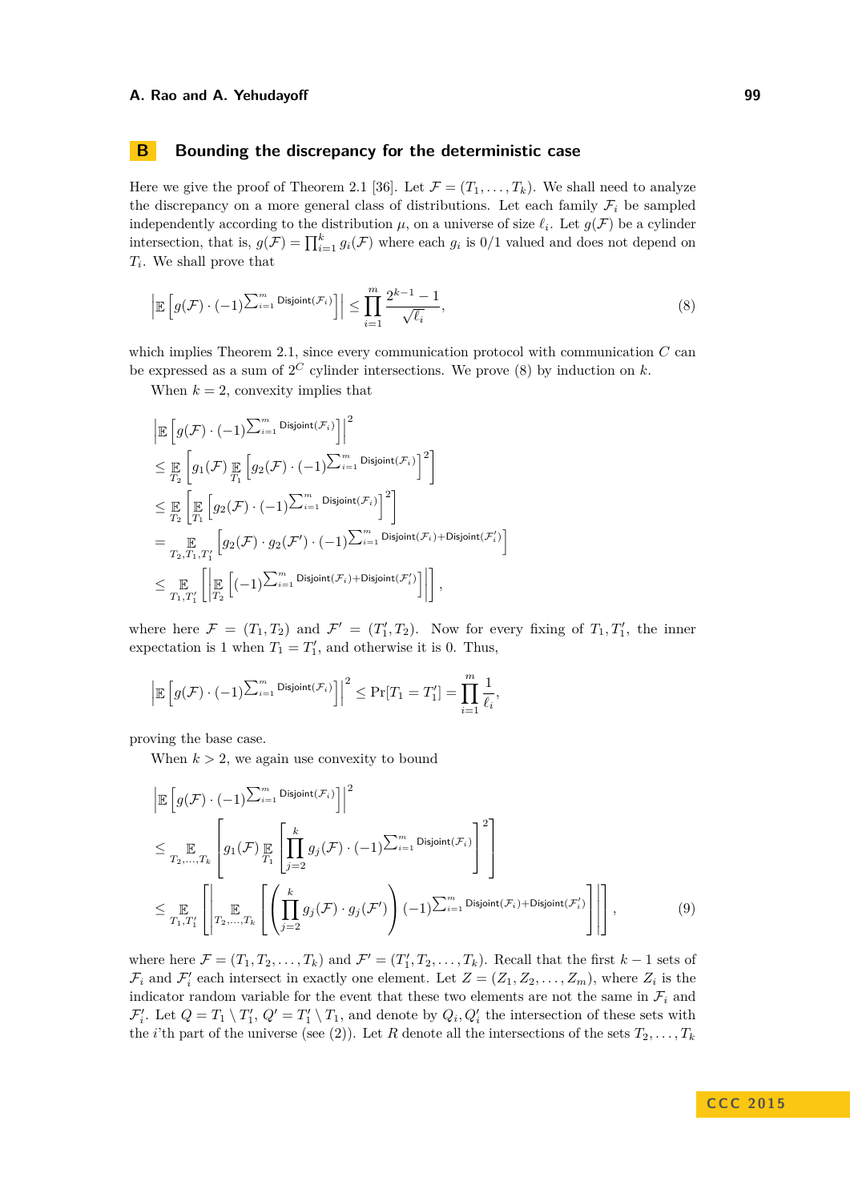## B Bounding the discrepancy for the deterministic case

Here we give the proof of Theorem 2.1 [36]. Let $\mathcal{F} = (T_1, \ldots, T_k)$. We shall need to analyze the discrepancy on a more general class of distributions. Let each family $\mathcal{F}_i$ be sampled independently according to the distribution $\mu$, on a universe of size $\ell_i$. Let $g(\mathcal{F})$ be a cylinder intersection, that is, $g(\mathcal{F}) = \prod_{i=1}^k g_i(\mathcal{F})$ where each $g_i$ is 0/1 valued and does not depend on $T_i$. We shall prove that

$$\left| \mathbb{E}\left[ g(\mathcal{F}) \cdot (-1)^{\sum_{i=1}^m \mathsf{Disjoint}(\mathcal{F}_i)} \right] \right| \leq \prod_{i=1}^m \frac{2^{k-1} - 1}{\sqrt{\ell_i}}, \tag{8}$$

which implies Theorem 2.1, since every communication protocol with communication $C$ can be expressed as a sum of $2^C$ cylinder intersections. We prove (8) by induction on $k$.

When $k = 2$, convexity implies that

$$\begin{aligned}
&\left| \mathbb{E}\left[ g(\mathcal{F}) \cdot (-1)^{\sum_{i=1}^m \mathsf{Disjoint}(\mathcal{F}_i)} \right] \right|^2 \\
&\leq \mathop{\mathbb{E}}_{T_2}\left[ g_1(\mathcal{F}) \mathop{\mathbb{E}}_{T_1}\left[ g_2(\mathcal{F}) \cdot (-1)^{\sum_{i=1}^m \mathsf{Disjoint}(\mathcal{F}_i)} \right]^2 \right] \\
&\leq \mathop{\mathbb{E}}_{T_2}\left[ \mathop{\mathbb{E}}_{T_1}\left[ g_2(\mathcal{F}) \cdot (-1)^{\sum_{i=1}^m \mathsf{Disjoint}(\mathcal{F}_i)} \right]^2 \right] \\
&= \mathop{\mathbb{E}}_{T_2, T_1, T_1'}\left[ g_2(\mathcal{F}) \cdot g_2(\mathcal{F}') \cdot (-1)^{\sum_{i=1}^m \mathsf{Disjoint}(\mathcal{F}_i) + \mathsf{Disjoint}(\mathcal{F}_i')} \right] \\
&\leq \mathop{\mathbb{E}}_{T_1, T_1'}\left[ \left| \mathop{\mathbb{E}}_{T_2}\left[ (-1)^{\sum_{i=1}^m \mathsf{Disjoint}(\mathcal{F}_i) + \mathsf{Disjoint}(\mathcal{F}_i')} \right] \right| \right],
\end{aligned}$$

where here $\mathcal{F} = (T_1, T_2)$ and $\mathcal{F}' = (T_1', T_2)$. Now for every fixing of $T_1, T_1'$, the inner expectation is 1 when $T_1 = T_1'$, and otherwise it is 0. Thus,

$$\left| \mathbb{E}\left[ g(\mathcal{F}) \cdot (-1)^{\sum_{i=1}^m \mathsf{Disjoint}(\mathcal{F}_i)} \right] \right|^2 \leq \Pr[T_1 = T_1'] = \prod_{i=1}^m \frac{1}{\ell_i},$$

proving the base case.

When $k > 2$, we again use convexity to bound

$$\begin{aligned}
&\left| \mathbb{E}\left[ g(\mathcal{F}) \cdot (-1)^{\sum_{i=1}^m \mathsf{Disjoint}(\mathcal{F}_i)} \right] \right|^2 \\
&\leq \mathop{\mathbb{E}}_{T_2, \ldots, T_k}\left[ g_1(\mathcal{F}) \mathop{\mathbb{E}}_{T_1}\left[ \prod_{j=2}^k g_j(\mathcal{F}) \cdot (-1)^{\sum_{i=1}^m \mathsf{Disjoint}(\mathcal{F}_i)} \right]^2 \right] \\
&\leq \mathop{\mathbb{E}}_{T_1, T_1'}\left[ \left| \mathop{\mathbb{E}}_{T_2, \ldots, T_k}\left[ \left( \prod_{j=2}^k g_j(\mathcal{F}) \cdot g_j(\mathcal{F}') \right) (-1)^{\sum_{i=1}^m \mathsf{Disjoint}(\mathcal{F}_i) + \mathsf{Disjoint}(\mathcal{F}_i')} \right] \right| \right],
\end{aligned} \tag{9}$$

where here $\mathcal{F} = (T_1, T_2, \ldots, T_k)$ and $\mathcal{F}' = (T_1', T_2, \ldots, T_k)$. Recall that the first $k-1$ sets of $\mathcal{F}_i$ and $\mathcal{F}_i'$ each intersect in exactly one element. Let $Z = (Z_1, Z_2, \ldots, Z_m)$, where $Z_i$ is the indicator random variable for the event that these two elements are not the same in $\mathcal{F}_i$ and $\mathcal{F}_i'$. Let $Q = T_1 \setminus T_1'$, $Q' = T_1' \setminus T_1$, and denote by $Q_i, Q_i'$ the intersection of these sets with the $i$'th part of the universe (see (2)). Let $R$ denote all the intersections of the sets $T_2, \ldots, T_k$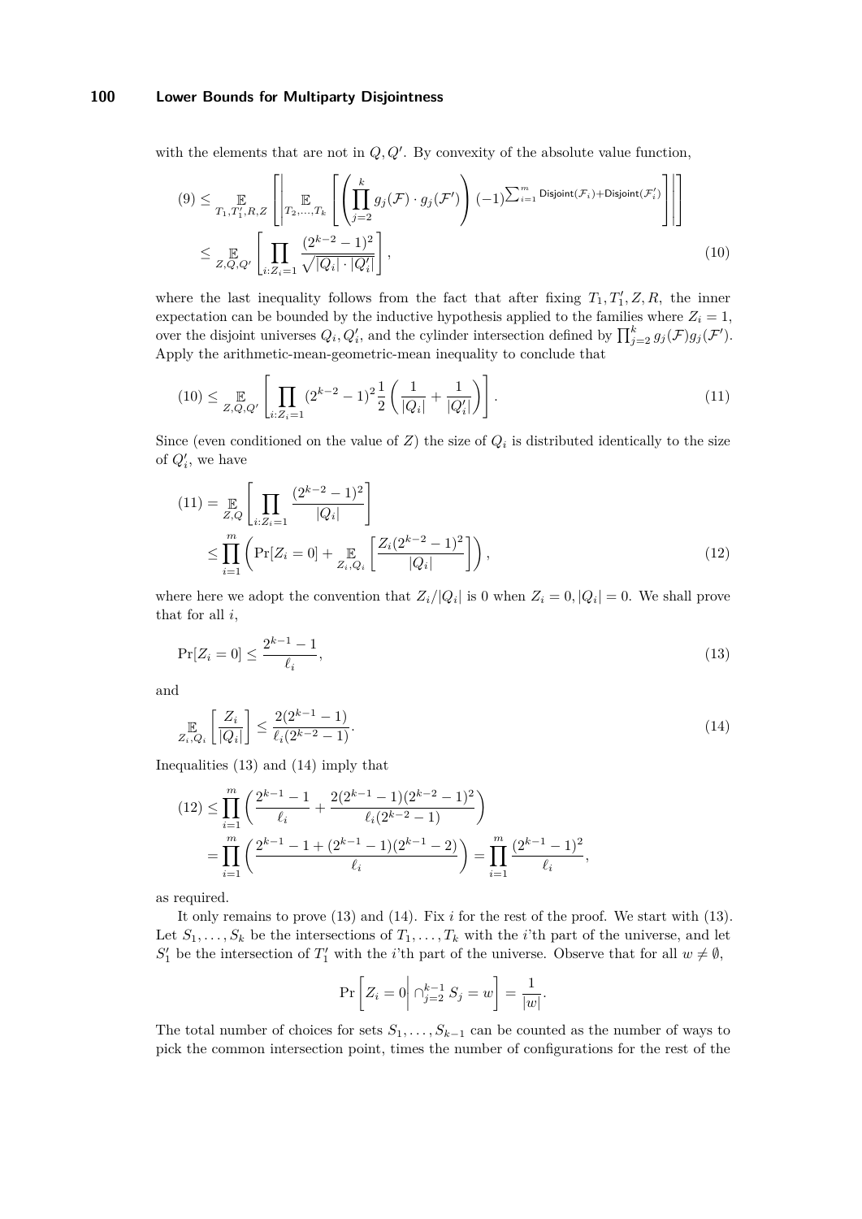with the elements that are not in $Q, Q'$. By convexity of the absolute value function,

$$
\begin{aligned}
(9) &\leq \mathop{\mathbb{E}}_{T_1, T_1', R, Z} \left[ \left| \mathop{\mathbb{E}}_{T_2, \ldots, T_k} \left[ \left( \prod_{j=2}^{k} g_j(\mathcal{F}) \cdot g_j(\mathcal{F}') \right) (-1)^{\sum_{i=1}^{m} \mathsf{Disjoint}(\mathcal{F}_i) + \mathsf{Disjoint}(\mathcal{F}_i')} \right] \right| \right] \\
&\leq \mathop{\mathbb{E}}_{Z, Q, Q'} \left[ \prod_{i: Z_i = 1} \frac{(2^{k-2} - 1)^2}{\sqrt{|Q_i| \cdot |Q_i'|}} \right], \qquad (10)
\end{aligned}
$$

where the last inequality follows from the fact that after fixing $T_1, T_1', Z, R$, the inner expectation can be bounded by the inductive hypothesis applied to the families where $Z_i = 1$, over the disjoint universes $Q_i, Q_i'$, and the cylinder intersection defined by $\prod_{j=2}^{k} g_j(\mathcal{F}) g_j(\mathcal{F}')$. Apply the arithmetic-mean-geometric-mean inequality to conclude that

$$
(10) \leq \mathop{\mathbb{E}}_{Z, Q, Q'} \left[ \prod_{i: Z_i = 1} (2^{k-2} - 1)^2 \frac{1}{2} \left( \frac{1}{|Q_i|} + \frac{1}{|Q_i'|} \right) \right]. \qquad (11)
$$

Since (even conditioned on the value of $Z$) the size of $Q_i$ is distributed identically to the size of $Q_i'$, we have

$$
\begin{aligned}
(11) &= \mathop{\mathbb{E}}_{Z, Q} \left[ \prod_{i: Z_i = 1} \frac{(2^{k-2} - 1)^2}{|Q_i|} \right] \\
&\leq \prod_{i=1}^{m} \left( \Pr[Z_i = 0] + \mathop{\mathbb{E}}_{Z_i, Q_i} \left[ \frac{Z_i (2^{k-2} - 1)^2}{|Q_i|} \right] \right), \qquad (12)
\end{aligned}
$$

where here we adopt the convention that $Z_i / |Q_i|$ is 0 when $Z_i = 0, |Q_i| = 0$. We shall prove that for all $i$,

$$
\Pr[Z_i = 0] \leq \frac{2^{k-1} - 1}{\ell_i}, \qquad (13)
$$

and

$$
\mathop{\mathbb{E}}_{Z_i, Q_i} \left[ \frac{Z_i}{|Q_i|} \right] \leq \frac{2(2^{k-1} - 1)}{\ell_i (2^{k-2} - 1)}. \qquad (14)
$$

Inequalities (13) and (14) imply that

$$
\begin{aligned}
(12) &\leq \prod_{i=1}^{m} \left( \frac{2^{k-1} - 1}{\ell_i} + \frac{2(2^{k-1} - 1)(2^{k-2} - 1)^2}{\ell_i (2^{k-2} - 1)} \right) \\
&= \prod_{i=1}^{m} \left( \frac{2^{k-1} - 1 + (2^{k-1} - 1)(2^{k-1} - 2)}{\ell_i} \right) = \prod_{i=1}^{m} \frac{(2^{k-1} - 1)^2}{\ell_i},
\end{aligned}
$$

as required.

It only remains to prove (13) and (14). Fix $i$ for the rest of the proof. We start with (13). Let $S_1, \ldots, S_k$ be the intersections of $T_1, \ldots, T_k$ with the $i$'th part of the universe, and let $S_1'$ be the intersection of $T_1'$ with the $i$'th part of the universe. Observe that for all $w \neq \emptyset$,

$$
\Pr \left[ Z_i = 0 \middle| \cap_{j=2}^{k-1} S_j = w \right] = \frac{1}{|w|}.
$$

The total number of choices for sets $S_1, \ldots, S_{k-1}$ can be counted as the number of ways to pick the common intersection point, times the number of configurations for the rest of the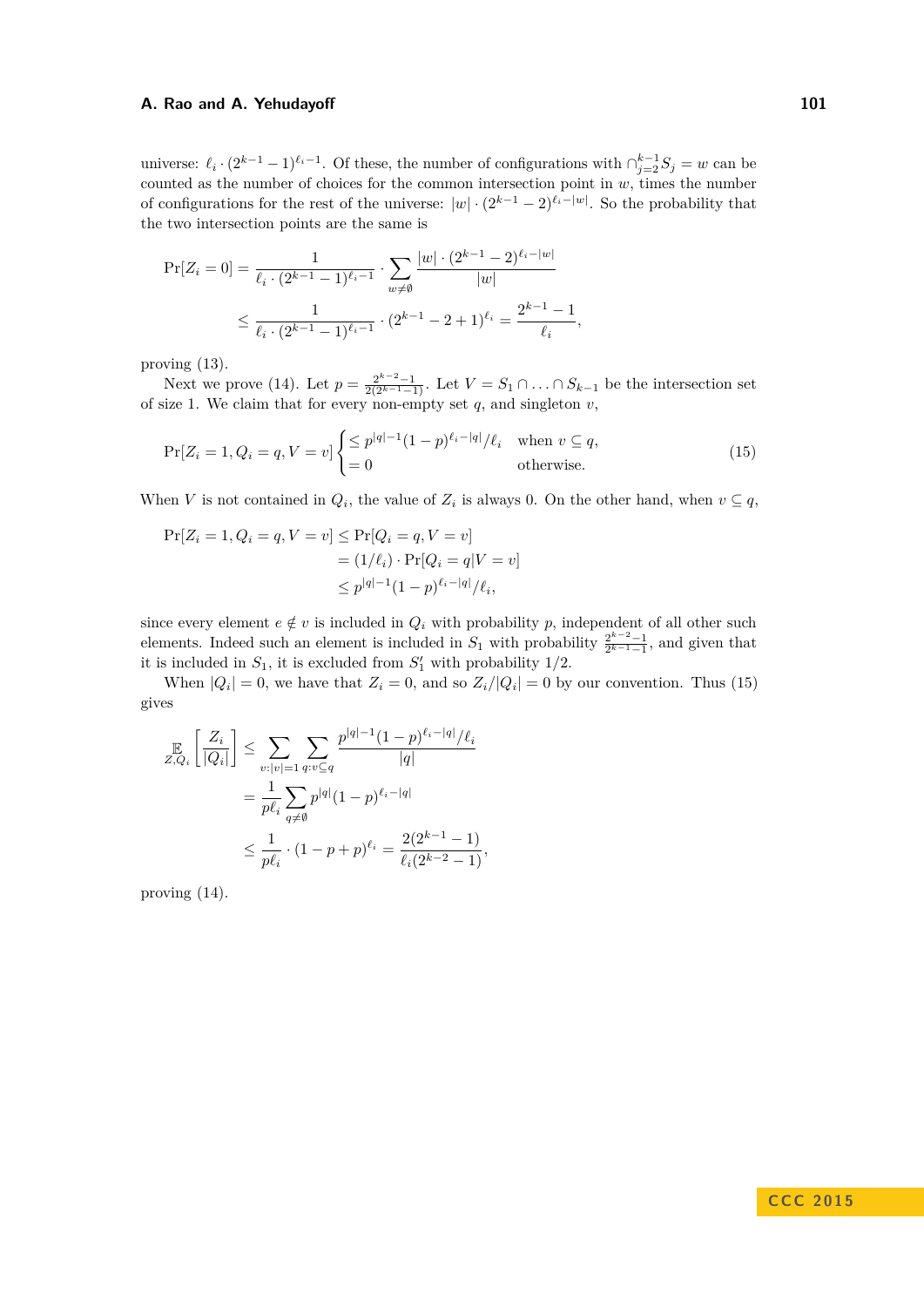universe: $\ell_i \cdot (2^{k-1}-1)^{\ell_i - 1}$. Of these, the number of configurations with $\cap_{j=2}^{k-1} S_j = w$ can be counted as the number of choices for the common intersection point in $w$, times the number of configurations for the rest of the universe: $|w| \cdot (2^{k-1}-2)^{\ell_i - |w|}$. So the probability that the two intersection points are the same is

$$\begin{aligned}
\Pr[Z_i = 0] &= \frac{1}{\ell_i \cdot (2^{k-1}-1)^{\ell_i - 1}} \cdot \sum_{w \neq \emptyset} \frac{|w| \cdot (2^{k-1}-2)^{\ell_i - |w|}}{|w|} \\
&\leq \frac{1}{\ell_i \cdot (2^{k-1}-1)^{\ell_i - 1}} \cdot (2^{k-1} - 2 + 1)^{\ell_i} = \frac{2^{k-1}-1}{\ell_i},
\end{aligned}$$

proving (13).

Next we prove (14). Let $p = \frac{2^{k-2}-1}{2(2^{k-1}-1)}$. Let $V = S_1 \cap \ldots \cap S_{k-1}$ be the intersection set of size 1. We claim that for every non-empty set $q$, and singleton $v$,

$$\Pr[Z_i = 1, Q_i = q, V = v] \begin{cases} \leq p^{|q|-1}(1-p)^{\ell_i - |q|}/\ell_i & \text{when } v \subseteq q, \\ = 0 & \text{otherwise.} \end{cases} \tag{15}$$

When $V$ is not contained in $Q_i$, the value of $Z_i$ is always 0. On the other hand, when $v \subseteq q$,

$$\begin{aligned}
\Pr[Z_i = 1, Q_i = q, V = v] &\leq \Pr[Q_i = q, V = v] \\
&= (1/\ell_i) \cdot \Pr[Q_i = q | V = v] \\
&\leq p^{|q|-1}(1-p)^{\ell_i - |q|}/\ell_i,
\end{aligned}$$

since every element $e \notin v$ is included in $Q_i$ with probability $p$, independent of all other such elements. Indeed such an element is included in $S_1$ with probability $\frac{2^{k-2}-1}{2^{k-1}-1}$, and given that it is included in $S_1$, it is excluded from $S_1'$ with probability 1/2.

When $|Q_i| = 0$, we have that $Z_i = 0$, and so $Z_i/|Q_i| = 0$ by our convention. Thus (15) gives

$$\begin{aligned}
\mathop{\mathbb{E}}_{Z,Q_i}\left[\frac{Z_i}{|Q_i|}\right] &\leq \sum_{v:|v|=1} \sum_{q:v \subseteq q} \frac{p^{|q|-1}(1-p)^{\ell_i - |q|}/\ell_i}{|q|} \\
&= \frac{1}{p\ell_i} \sum_{q \neq \emptyset} p^{|q|}(1-p)^{\ell_i - |q|} \\
&\leq \frac{1}{p\ell_i} \cdot (1-p+p)^{\ell_i} = \frac{2(2^{k-1}-1)}{\ell_i(2^{k-2}-1)},
\end{aligned}$$

proving (14).